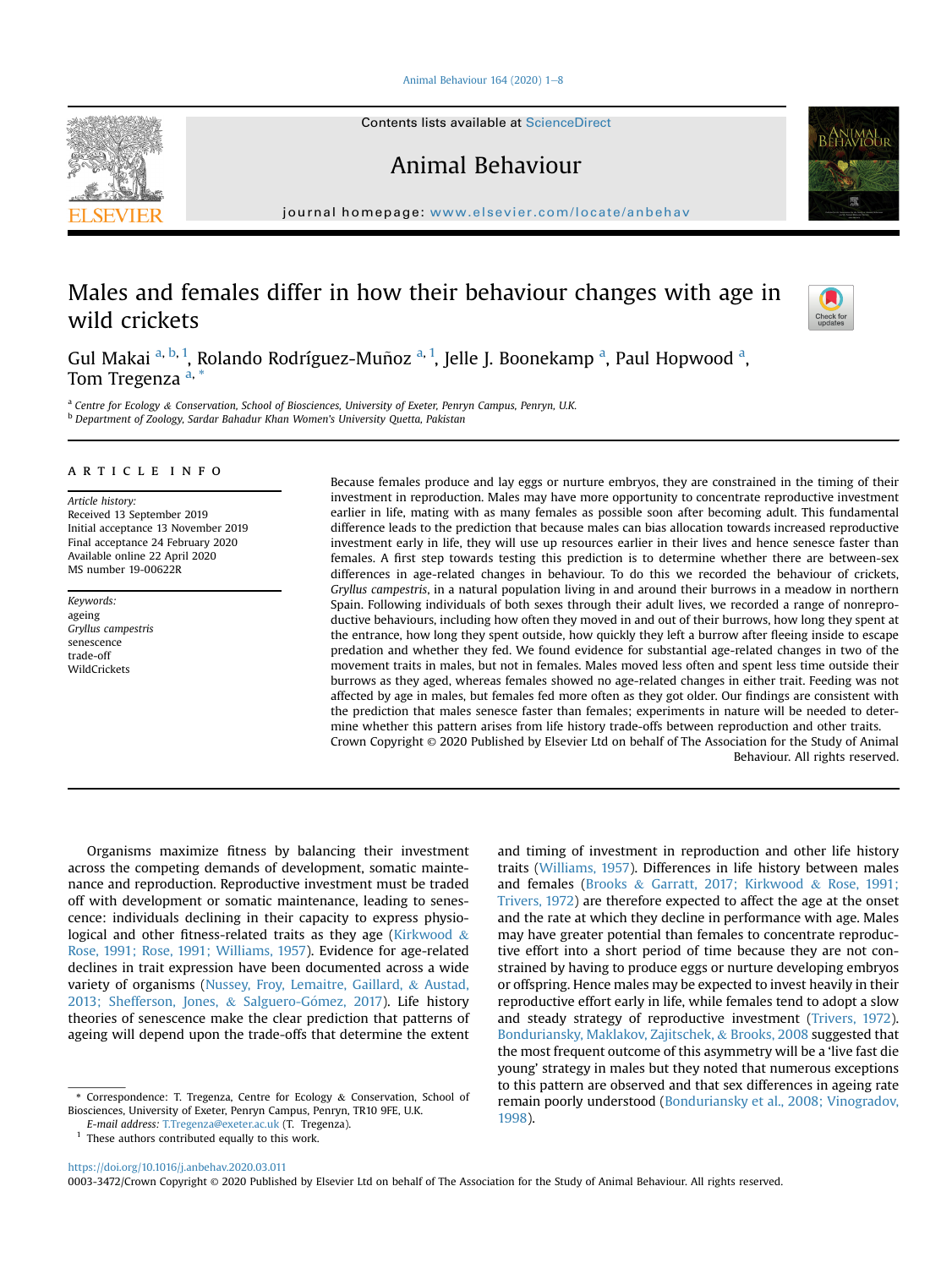# Males and females differ in how their behaviour changes with age in wild crickets

Gul Makai [a, b, 1], Rolando Rodríguez-Muñoz [a, 1], Jelle J. Boonekamp [a], Paul Hopwood [a], Tom Tregenza [a, *]

[a] Centre for Ecology & Conservation, School of Biosciences, University of Exeter, Penryn Campus, Penryn, U.K.
[b] Department of Zoology, Sardar Bahadur Khan Women's University Quetta, Pakistan

## ARTICLE INFO

*Article history:*
Received 13 September 2019
Initial acceptance 13 November 2019
Final acceptance 24 February 2020
Available online 22 April 2020
MS number 19-00622R

*Keywords:*
ageing
*Gryllus campestris*
senescence
trade-off
WildCrickets

Because females produce and lay eggs or nurture embryos, they are constrained in the timing of their investment in reproduction. Males may have more opportunity to concentrate reproductive investment earlier in life, mating with as many females as possible soon after becoming adult. This fundamental difference leads to the prediction that because males can bias allocation towards increased reproductive investment early in life, they will use up resources earlier in their lives and hence senesce faster than females. A first step towards testing this prediction is to determine whether there are between-sex differences in age-related changes in behaviour. To do this we recorded the behaviour of crickets, *Gryllus campestris*, in a natural population living in and around their burrows in a meadow in northern Spain. Following individuals of both sexes through their adult lives, we recorded a range of nonreproductive behaviours, including how often they moved in and out of their burrows, how long they spent at the entrance, how long they spent outside, how quickly they left a burrow after fleeing inside to escape predation and whether they fed. We found evidence for substantial age-related changes in two of the movement traits in males, but not in females. Males moved less often and spent less time outside their burrows as they aged, whereas females showed no age-related changes in either trait. Feeding was not affected by age in males, but females fed more often as they got older. Our findings are consistent with the prediction that males senesce faster than females; experiments in nature will be needed to determine whether this pattern arises from life history trade-offs between reproduction and other traits.

Crown Copyright © 2020 Published by Elsevier Ltd on behalf of The Association for the Study of Animal Behaviour. All rights reserved.

Organisms maximize fitness by balancing their investment across the competing demands of development, somatic maintenance and reproduction. Reproductive investment must be traded off with development or somatic maintenance, leading to senescence: individuals declining in their capacity to express physiological and other fitness-related traits as they age (Kirkwood & Rose, 1991; Rose, 1991; Williams, 1957). Evidence for age-related declines in trait expression have been documented across a wide variety of organisms (Nussey, Froy, Lemaitre, Gaillard, & Austad, 2013; Shefferson, Jones, & Salguero-Gómez, 2017). Life history theories of senescence make the clear prediction that patterns of ageing will depend upon the trade-offs that determine the extent and timing of investment in reproduction and other life history traits (Williams, 1957). Differences in life history between males and females (Brooks & Garratt, 2017; Kirkwood & Rose, 1991; Trivers, 1972) are therefore expected to affect the age at the onset and the rate at which they decline in performance with age. Males may have greater potential than females to concentrate reproductive effort into a short period of time because they are not constrained by having to produce eggs or nurture developing embryos or offspring. Hence males may be expected to invest heavily in their reproductive effort early in life, while females tend to adopt a slow and steady strategy of reproductive investment (Trivers, 1972). Bonduriansky, Maklakov, Zajitschek, & Brooks, 2008 suggested that the most frequent outcome of this asymmetry will be a 'live fast die young' strategy in males but they noted that numerous exceptions to this pattern are observed and that sex differences in ageing rate remain poorly understood (Bonduriansky et al., 2008; Vinogradov, 1998).

\* Correspondence: T. Tregenza, Centre for Ecology & Conservation, School of Biosciences, University of Exeter, Penryn Campus, Penryn, TR10 9FE, U.K.
*E-mail address:* T.Tregenza@exeter.ac.uk (T. Tregenza).
[1] These authors contributed equally to this work.

https://doi.org/10.1016/j.anbehav.2020.03.011
0003-3472/Crown Copyright © 2020 Published by Elsevier Ltd on behalf of The Association for the Study of Animal Behaviour. All rights reserved.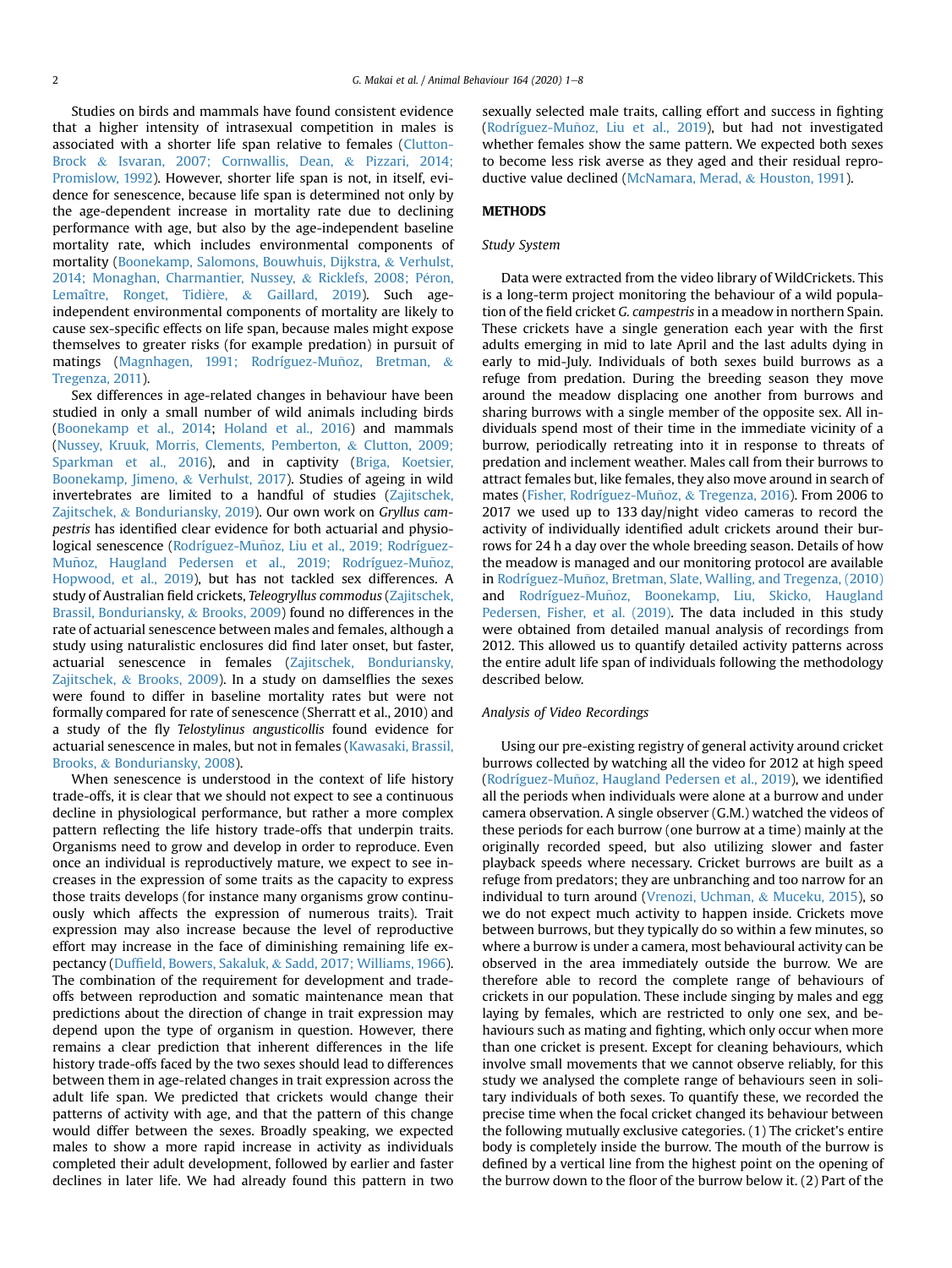Studies on birds and mammals have found consistent evidence that a higher intensity of intrasexual competition in males is associated with a shorter life span relative to females (Clutton-Brock & Isvaran, 2007; Cornwallis, Dean, & Pizzari, 2014; Promislow, 1992). However, shorter life span is not, in itself, evidence for senescence, because life span is determined not only by the age-dependent increase in mortality rate due to declining performance with age, but also by the age-independent baseline mortality rate, which includes environmental components of mortality (Boonekamp, Salomons, Bouwhuis, Dijkstra, & Verhulst, 2014; Monaghan, Charmantier, Nussey, & Ricklefs, 2008; Péron, Lemaître, Ronget, Tidière, & Gaillard, 2019). Such age-independent environmental components of mortality are likely to cause sex-specific effects on life span, because males might expose themselves to greater risks (for example predation) in pursuit of matings (Magnhagen, 1991; Rodríguez-Muñoz, Bretman, & Tregenza, 2011).

Sex differences in age-related changes in behaviour have been studied in only a small number of wild animals including birds (Boonekamp et al., 2014; Holand et al., 2016) and mammals (Nussey, Kruuk, Morris, Clements, Pemberton, & Clutton, 2009; Sparkman et al., 2016), and in captivity (Briga, Koetsier, Boonekamp, Jimeno, & Verhulst, 2017). Studies of ageing in wild invertebrates are limited to a handful of studies (Zajitschek, Zajitschek, & Bonduriansky, 2019). Our own work on *Gryllus campestris* has identified clear evidence for both actuarial and physiological senescence (Rodríguez-Muñoz, Liu et al., 2019; Rodríguez-Muñoz, Haugland Pedersen et al., 2019; Rodríguez-Muñoz, Hopwood, et al., 2019), but has not tackled sex differences. A study of Australian field crickets, *Teleogryllus commodus* (Zajitschek, Brassil, Bonduriansky, & Brooks, 2009) found no differences in the rate of actuarial senescence between males and females, although a study using naturalistic enclosures did find later onset, but faster, actuarial senescence in females (Zajitschek, Bonduriansky, Zajitschek, & Brooks, 2009). In a study on damselflies the sexes were found to differ in baseline mortality rates but were not formally compared for rate of senescence (Sherratt et al., 2010) and a study of the fly *Telostylinus angusticollis* found evidence for actuarial senescence in males, but not in females (Kawasaki, Brassil, Brooks, & Bonduriansky, 2008).

When senescence is understood in the context of life history trade-offs, it is clear that we should not expect to see a continuous decline in physiological performance, but rather a more complex pattern reflecting the life history trade-offs that underpin traits. Organisms need to grow and develop in order to reproduce. Even once an individual is reproductively mature, we expect to see increases in the expression of some traits as the capacity to express those traits develops (for instance many organisms grow continuously which affects the expression of numerous traits). Trait expression may also increase because the level of reproductive effort may increase in the face of diminishing remaining life expectancy (Duffield, Bowers, Sakaluk, & Sadd, 2017; Williams, 1966). The combination of the requirement for development and trade-offs between reproduction and somatic maintenance mean that predictions about the direction of change in trait expression may depend upon the type of organism in question. However, there remains a clear prediction that inherent differences in the life history trade-offs faced by the two sexes should lead to differences between them in age-related changes in trait expression across the adult life span. We predicted that crickets would change their patterns of activity with age, and that the pattern of this change would differ between the sexes. Broadly speaking, we expected males to show a more rapid increase in activity as individuals completed their adult development, followed by earlier and faster declines in later life. We had already found this pattern in two sexually selected male traits, calling effort and success in fighting (Rodríguez-Muñoz, Liu et al., 2019), but had not investigated whether females show the same pattern. We expected both sexes to become less risk averse as they aged and their residual reproductive value declined (McNamara, Merad, & Houston, 1991).

## METHODS

### Study System

Data were extracted from the video library of WildCrickets. This is a long-term project monitoring the behaviour of a wild population of the field cricket *G. campestris* in a meadow in northern Spain. These crickets have a single generation each year with the first adults emerging in mid to late April and the last adults dying in early to mid-July. Individuals of both sexes build burrows as a refuge from predation. During the breeding season they move around the meadow displacing one another from burrows and sharing burrows with a single member of the opposite sex. All individuals spend most of their time in the immediate vicinity of a burrow, periodically retreating into it in response to threats of predation and inclement weather. Males call from their burrows to attract females but, like females, they also move around in search of mates (Fisher, Rodríguez-Muñoz, & Tregenza, 2016). From 2006 to 2017 we used up to 133 day/night video cameras to record the activity of individually identified adult crickets around their burrows for 24 h a day over the whole breeding season. Details of how the meadow is managed and our monitoring protocol are available in Rodríguez-Muñoz, Bretman, Slate, Walling, and Tregenza, (2010) and Rodríguez-Muñoz, Boonekamp, Liu, Skicko, Haugland Pedersen, Fisher, et al. (2019). The data included in this study were obtained from detailed manual analysis of recordings from 2012. This allowed us to quantify detailed activity patterns across the entire adult life span of individuals following the methodology described below.

### Analysis of Video Recordings

Using our pre-existing registry of general activity around cricket burrows collected by watching all the video for 2012 at high speed (Rodríguez-Muñoz, Haugland Pedersen et al., 2019), we identified all the periods when individuals were alone at a burrow and under camera observation. A single observer (G.M.) watched the videos of these periods for each burrow (one burrow at a time) mainly at the originally recorded speed, but also utilizing slower and faster playback speeds where necessary. Cricket burrows are built as a refuge from predators; they are unbranching and too narrow for an individual to turn around (Vrenozi, Uchman, & Muceku, 2015), so we do not expect much activity to happen inside. Crickets move between burrows, but they typically do so within a few minutes, so where a burrow is under a camera, most behavioural activity can be observed in the area immediately outside the burrow. We are therefore able to record the complete range of behaviours of crickets in our population. These include singing by males and egg laying by females, which are restricted to only one sex, and behaviours such as mating and fighting, which only occur when more than one cricket is present. Except for cleaning behaviours, which involve small movements that we cannot observe reliably, for this study we analysed the complete range of behaviours seen in solitary individuals of both sexes. To quantify these, we recorded the precise time when the focal cricket changed its behaviour between the following mutually exclusive categories. (1) The cricket's entire body is completely inside the burrow. The mouth of the burrow is defined by a vertical line from the highest point on the opening of the burrow down to the floor of the burrow below it. (2) Part of the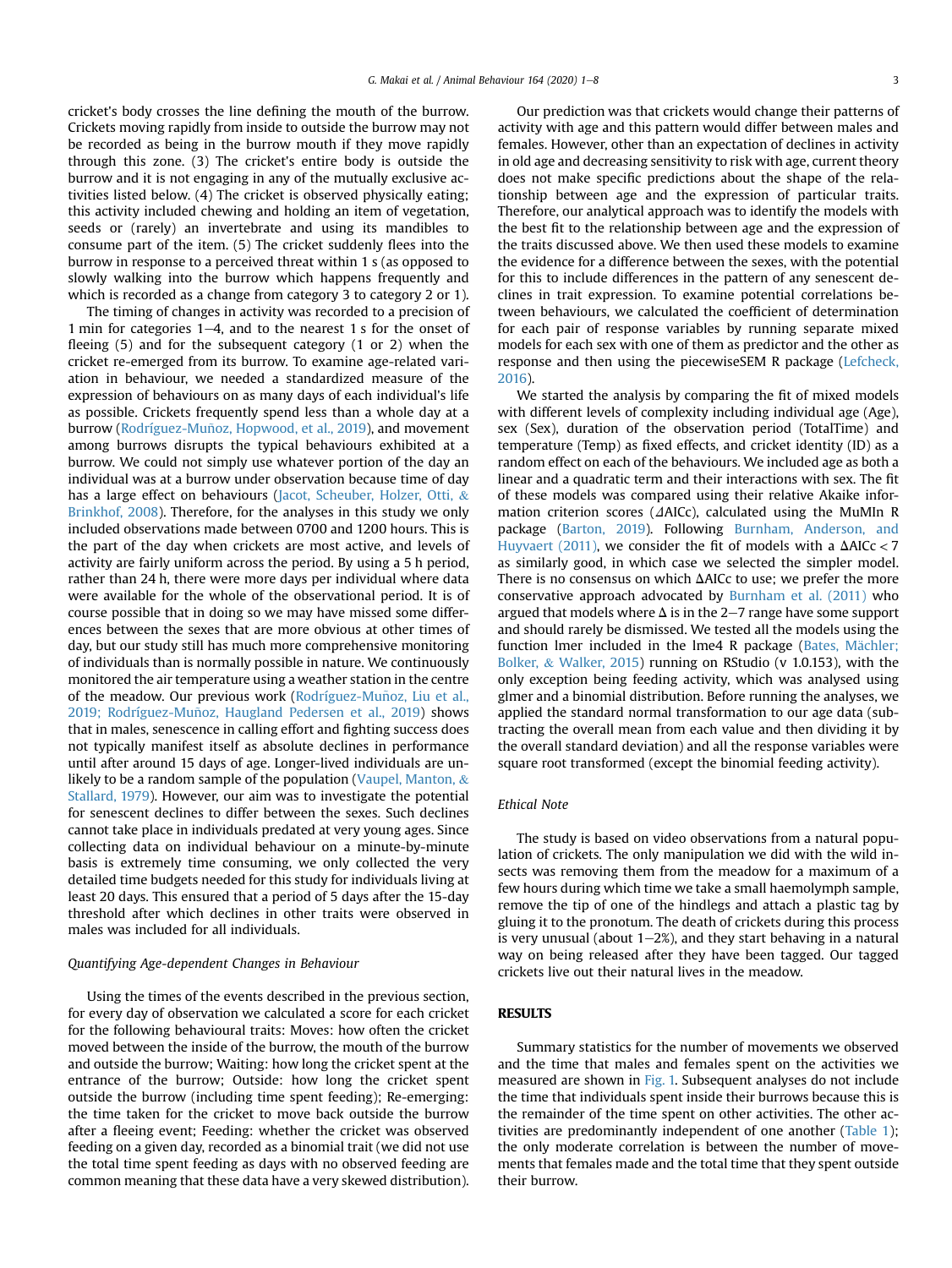cricket's body crosses the line defining the mouth of the burrow. Crickets moving rapidly from inside to outside the burrow may not be recorded as being in the burrow mouth if they move rapidly through this zone. (3) The cricket's entire body is outside the burrow and it is not engaging in any of the mutually exclusive activities listed below. (4) The cricket is observed physically eating; this activity included chewing and holding an item of vegetation, seeds or (rarely) an invertebrate and using its mandibles to consume part of the item. (5) The cricket suddenly flees into the burrow in response to a perceived threat within 1 s (as opposed to slowly walking into the burrow which happens frequently and which is recorded as a change from category 3 to category 2 or 1).

The timing of changes in activity was recorded to a precision of 1 min for categories 1–4, and to the nearest 1 s for the onset of fleeing (5) and for the subsequent category (1 or 2) when the cricket re-emerged from its burrow. To examine age-related variation in behaviour, we needed a standardized measure of the expression of behaviours on as many days of each individual's life as possible. Crickets frequently spend less than a whole day at a burrow (Rodríguez-Muñoz, Hopwood, et al., 2019), and movement among burrows disrupts the typical behaviours exhibited at a burrow. We could not simply use whatever portion of the day an individual was at a burrow under observation because time of day has a large effect on behaviours (Jacot, Scheuber, Holzer, Otti, & Brinkhof, 2008). Therefore, for the analyses in this study we only included observations made between 0700 and 1200 hours. This is the part of the day when crickets are most active, and levels of activity are fairly uniform across the period. By using a 5 h period, rather than 24 h, there were more days per individual where data were available for the whole of the observational period. It is of course possible that in doing so we may have missed some differences between the sexes that are more obvious at other times of day, but our study still has much more comprehensive monitoring of individuals than is normally possible in nature. We continuously monitored the air temperature using a weather station in the centre of the meadow. Our previous work (Rodríguez-Muñoz, Liu et al., 2019; Rodríguez-Muñoz, Haugland Pedersen et al., 2019) shows that in males, senescence in calling effort and fighting success does not typically manifest itself as absolute declines in performance until after around 15 days of age. Longer-lived individuals are unlikely to be a random sample of the population (Vaupel, Manton, & Stallard, 1979). However, our aim was to investigate the potential for senescent declines to differ between the sexes. Such declines cannot take place in individuals predated at very young ages. Since collecting data on individual behaviour on a minute-by-minute basis is extremely time consuming, we only collected the very detailed time budgets needed for this study for individuals living at least 20 days. This ensured that a period of 5 days after the 15-day threshold after which declines in other traits were observed in males was included for all individuals.

### Quantifying Age-dependent Changes in Behaviour

Using the times of the events described in the previous section, for every day of observation we calculated a score for each cricket for the following behavioural traits: Moves: how often the cricket moved between the inside of the burrow, the mouth of the burrow and outside the burrow; Waiting: how long the cricket spent at the entrance of the burrow; Outside: how long the cricket spent outside the burrow (including time spent feeding); Re-emerging: the time taken for the cricket to move back outside the burrow after a fleeing event; Feeding: whether the cricket was observed feeding on a given day, recorded as a binomial trait (we did not use the total time spent feeding as days with no observed feeding are common meaning that these data have a very skewed distribution).

Our prediction was that crickets would change their patterns of activity with age and this pattern would differ between males and females. However, other than an expectation of declines in activity in old age and decreasing sensitivity to risk with age, current theory does not make specific predictions about the shape of the relationship between age and the expression of particular traits. Therefore, our analytical approach was to identify the models with the best fit to the relationship between age and the expression of the traits discussed above. We then used these models to examine the evidence for a difference between the sexes, with the potential for this to include differences in the pattern of any senescent declines in trait expression. To examine potential correlations between behaviours, we calculated the coefficient of determination for each pair of response variables by running separate mixed models for each sex with one of them as predictor and the other as response and then using the piecewiseSEM R package (Lefcheck, 2016).

We started the analysis by comparing the fit of mixed models with different levels of complexity including individual age (Age), sex (Sex), duration of the observation period (TotalTime) and temperature (Temp) as fixed effects, and cricket identity (ID) as a random effect on each of the behaviours. We included age as both a linear and a quadratic term and their interactions with sex. The fit of these models was compared using their relative Akaike information criterion scores ($\Delta$AICc), calculated using the MuMIn R package (Barton, 2019). Following Burnham, Anderson, and Huyvaert (2011), we consider the fit of models with a $\Delta$AICc $< 7$ as similarly good, in which case we selected the simpler model. There is no consensus on which $\Delta$AICc to use; we prefer the more conservative approach advocated by Burnham et al. (2011) who argued that models where $\Delta$ is in the 2–7 range have some support and should rarely be dismissed. We tested all the models using the function lmer included in the lme4 R package (Bates, Mächler; Bolker, & Walker, 2015) running on RStudio (v 1.0.153), with the only exception being feeding activity, which was analysed using glmer and a binomial distribution. Before running the analyses, we applied the standard normal transformation to our age data (subtracting the overall mean from each value and then dividing it by the overall standard deviation) and all the response variables were square root transformed (except the binomial feeding activity).

### Ethical Note

The study is based on video observations from a natural population of crickets. The only manipulation we did with the wild insects was removing them from the meadow for a maximum of a few hours during which time we take a small haemolymph sample, remove the tip of one of the hindlegs and attach a plastic tag by gluing it to the pronotum. The death of crickets during this process is very unusual (about 1–2%), and they start behaving in a natural way on being released after they have been tagged. Our tagged crickets live out their natural lives in the meadow.

## RESULTS

Summary statistics for the number of movements we observed and the time that males and females spent on the activities we measured are shown in Fig. 1. Subsequent analyses do not include the time that individuals spent inside their burrows because this is the remainder of the time spent on other activities. The other activities are predominantly independent of one another (Table 1); the only moderate correlation is between the number of movements that females made and the total time that they spent outside their burrow.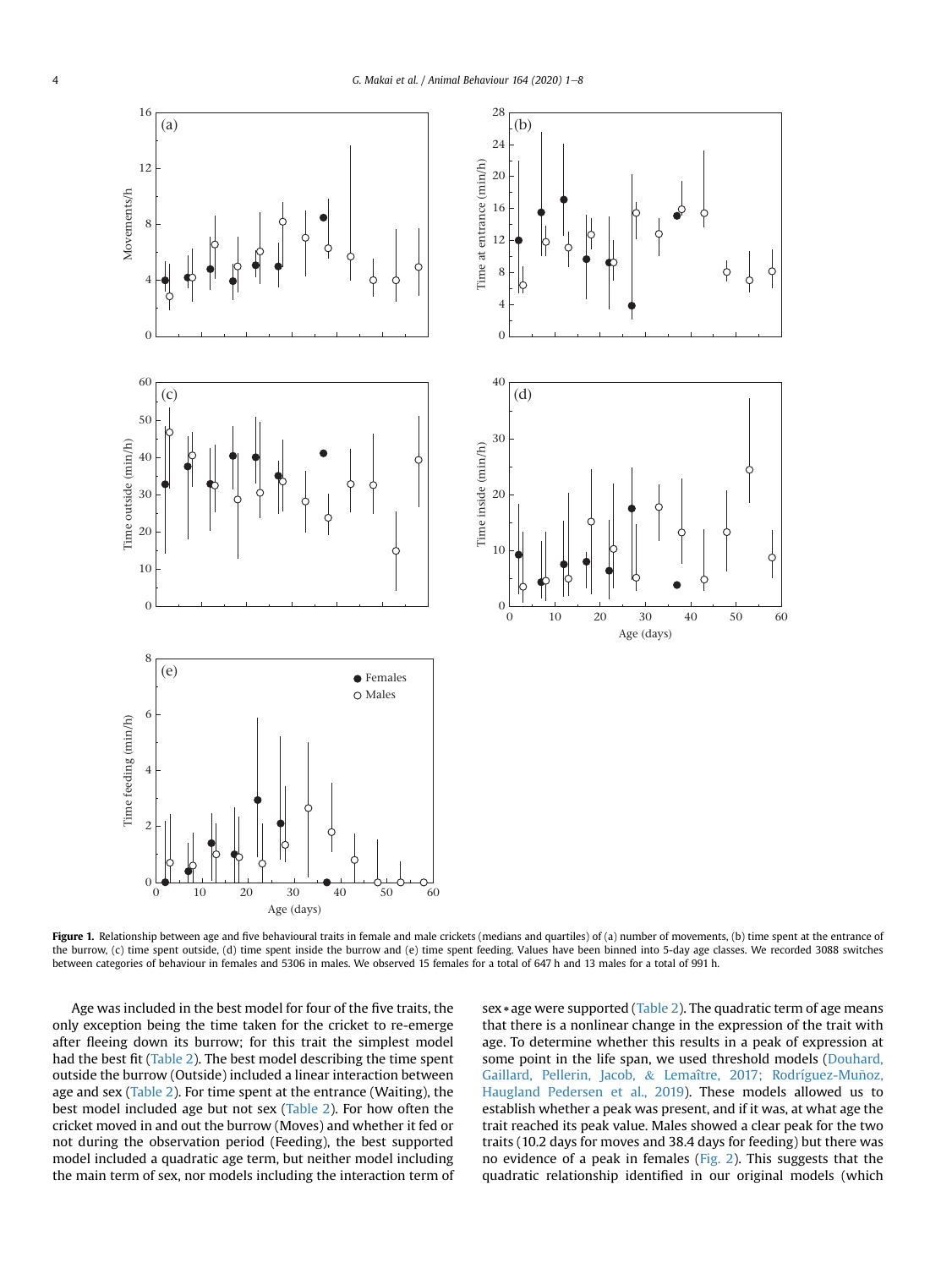**Figure 1.** Relationship between age and five behavioural traits in female and male crickets (medians and quartiles) of (a) number of movements, (b) time spent at the entrance of the burrow, (c) time spent outside, (d) time spent inside the burrow and (e) time spent feeding. Values have been binned into 5-day age classes. We recorded 3088 switches between categories of behaviour in females and 5306 in males. We observed 15 females for a total of 647 h and 13 males for a total of 991 h.

Age was included in the best model for four of the five traits, the only exception being the time taken for the cricket to re-emerge after fleeing down its burrow; for this trait the simplest model had the best fit (Table 2). The best model describing the time spent outside the burrow (Outside) included a linear interaction between age and sex (Table 2). For time spent at the entrance (Waiting), the best model included age but not sex (Table 2). For how often the cricket moved in and out the burrow (Moves) and whether it fed or not during the observation period (Feeding), the best supported model included a quadratic age term, but neither model including the main term of sex, nor models including the interaction term of sex∗age were supported (Table 2). The quadratic term of age means that there is a nonlinear change in the expression of the trait with age. To determine whether this results in a peak of expression at some point in the life span, we used threshold models (Douhard, Gaillard, Pellerin, Jacob, & Lemaître, 2017; Rodríguez-Muñoz, Haugland Pedersen et al., 2019). These models allowed us to establish whether a peak was present, and if it was, at what age the trait reached its peak value. Males showed a clear peak for the two traits (10.2 days for moves and 38.4 days for feeding) but there was no evidence of a peak in females (Fig. 2). This suggests that the quadratic relationship identified in our original models (which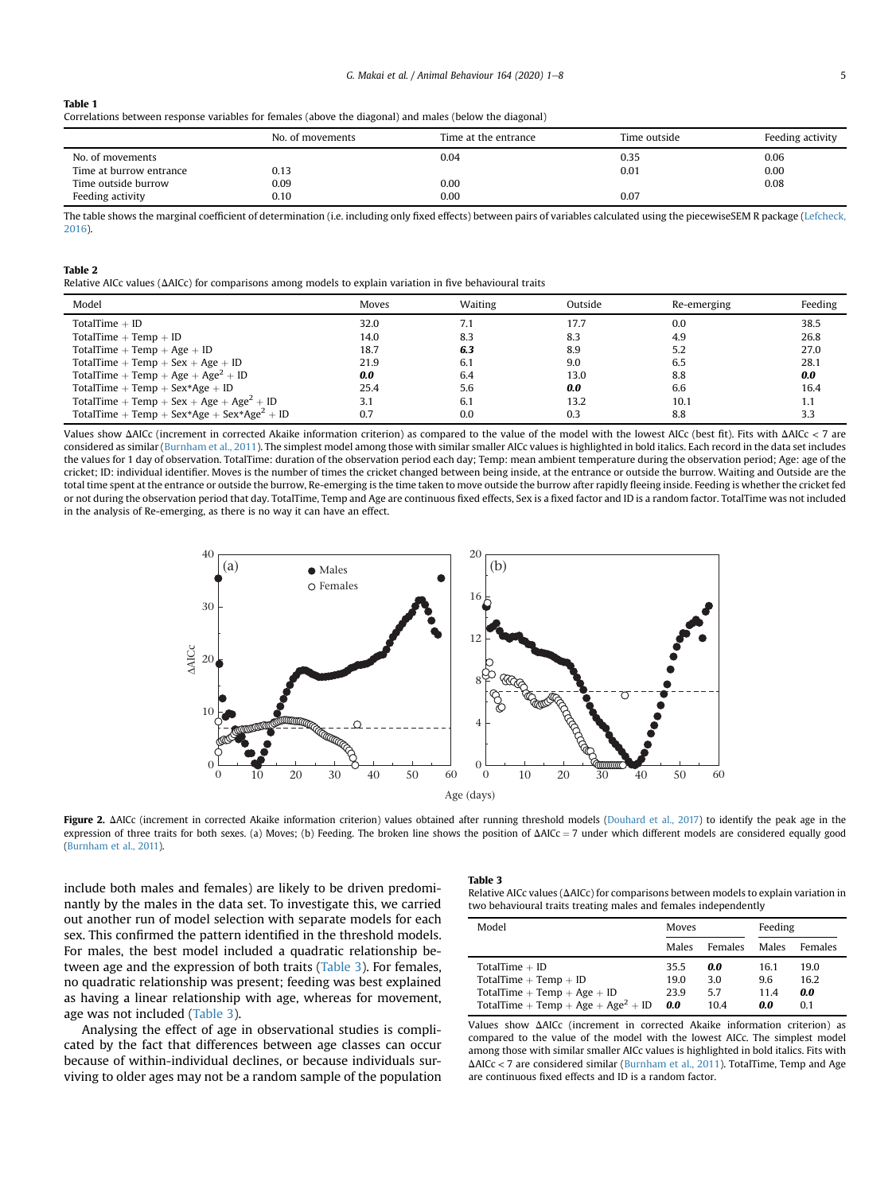**Table 1**
Correlations between response variables for females (above the diagonal) and males (below the diagonal)

| | No. of movements | Time at the entrance | Time outside | Feeding activity |
|---|---|---|---|---|
| No. of movements | | 0.04 | 0.35 | 0.06 |
| Time at burrow entrance | 0.13 | | 0.01 | 0.00 |
| Time outside burrow | 0.09 | 0.00 | | 0.08 |
| Feeding activity | 0.10 | 0.00 | 0.07 | |

The table shows the marginal coefficient of determination (i.e. including only fixed effects) between pairs of variables calculated using the piecewiseSEM R package (Lefcheck, 2016).

**Table 2**
Relative AICc values (ΔAICc) for comparisons among models to explain variation in five behavioural traits

| Model | Moves | Waiting | Outside | Re-emerging | Feeding |
|---|---|---|---|---|---|
| TotalTime + ID | 32.0 | 7.1 | 17.7 | 0.0 | 38.5 |
| TotalTime + Temp + ID | 14.0 | 8.3 | 8.3 | 4.9 | 26.8 |
| TotalTime + Temp + Age + ID | 18.7 | ***6.3*** | 8.9 | 5.2 | 27.0 |
| TotalTime + Temp + Sex + Age + ID | 21.9 | 6.1 | 9.0 | 6.5 | 28.1 |
| TotalTime + Temp + Age + Age$^2$ + ID | ***0.0*** | 6.4 | 13.0 | 8.8 | ***0.0*** |
| TotalTime + Temp + Sex*Age + ID | 25.4 | 5.6 | ***0.0*** | 6.6 | 16.4 |
| TotalTime + Temp + Sex + Age + Age$^2$ + ID | 3.1 | 6.1 | 13.2 | 10.1 | 1.1 |
| TotalTime + Temp + Sex*Age + Sex*Age$^2$ + ID | 0.7 | 0.0 | 0.3 | 8.8 | 3.3 |

Values show ΔAICc (increment in corrected Akaike information criterion) as compared to the value of the model with the lowest AICc (best fit). Fits with ΔAICc < 7 are considered as similar (Burnham et al., 2011). The simplest model among those with similar smaller AICc values is highlighted in bold italics. Each record in the data set includes the values for 1 day of observation. TotalTime: duration of the observation period each day; Temp: mean ambient temperature during the observation period; Age: age of the cricket; ID: individual identifier. Moves is the number of times the cricket changed between being inside, at the entrance or outside the burrow. Waiting and Outside are the total time spent at the entrance or outside the burrow, Re-emerging is the time taken to move outside the burrow after rapidly fleeing inside. Feeding is whether the cricket fed or not during the observation period that day. TotalTime, Temp and Age are continuous fixed effects, Sex is a fixed factor and ID is a random factor. TotalTime was not included in the analysis of Re-emerging, as there is no way it can have an effect.

**Figure 2.** ΔAICc (increment in corrected Akaike information criterion) values obtained after running threshold models (Douhard et al., 2017) to identify the peak age in the expression of three traits for both sexes. (a) Moves; (b) Feeding. The broken line shows the position of ΔAICc = 7 under which different models are considered equally good (Burnham et al., 2011).

include both males and females) are likely to be driven predominantly by the males in the data set. To investigate this, we carried out another run of model selection with separate models for each sex. This confirmed the pattern identified in the threshold models. For males, the best model included a quadratic relationship between age and the expression of both traits (Table 3). For females, no quadratic relationship was present; feeding was best explained as having a linear relationship with age, whereas for movement, age was not included (Table 3).

Analysing the effect of age in observational studies is complicated by the fact that differences between age classes can occur because of within-individual declines, or because individuals surviving to older ages may not be a random sample of the population

**Table 3**
Relative AICc values (ΔAICc) for comparisons between models to explain variation in two behavioural traits treating males and females independently

| Model | Moves | | Feeding | |
|---|---|---|---|---|
| | Males | Females | Males | Females |
| TotalTime + ID | 35.5 | ***0.0*** | 16.1 | 19.0 |
| TotalTime + Temp + ID | 19.0 | 3.0 | 9.6 | 16.2 |
| TotalTime + Temp + Age + ID | 23.9 | 5.7 | 11.4 | ***0.0*** |
| TotalTime + Temp + Age + Age$^2$ + ID | ***0.0*** | 10.4 | ***0.0*** | 0.1 |

Values show ΔAICc (increment in corrected Akaike information criterion) as compared to the value of the model with the lowest AICc. The simplest model among those with similar smaller AICc values is highlighted in bold italics. Fits with ΔAICc < 7 are considered similar (Burnham et al., 2011). TotalTime, Temp and Age are continuous fixed effects and ID is a random factor.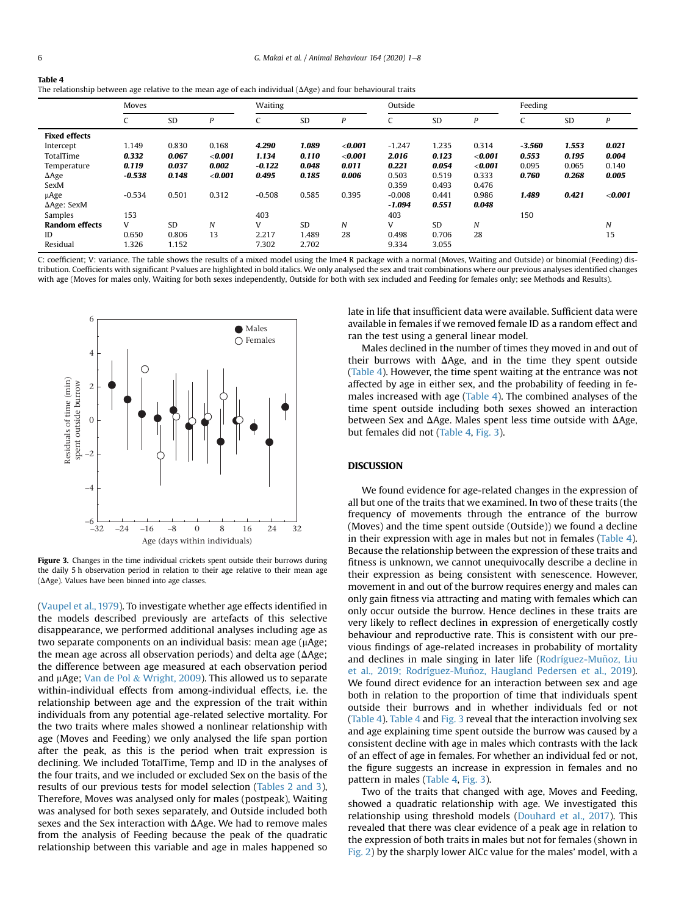**Table 4**
The relationship between age relative to the mean age of each individual (ΔAge) and four behavioural traits

| | Moves | | | Waiting | | | Outside | | | Feeding | | |
|---|---|---|---|---|---|---|---|---|---|---|---|---|
| | C | SD | *P* | C | SD | *P* | C | SD | *P* | C | SD | *P* |
| **Fixed effects** | | | | | | | | | | | | |
| Intercept | 1.149 | 0.830 | 0.168 | ***4.290*** | ***1.089*** | ***<0.001*** | −1.247 | 1.235 | 0.314 | ***-3.560*** | ***1.553*** | ***0.021*** |
| TotalTime | ***0.332*** | ***0.067*** | ***<0.001*** | ***1.134*** | ***0.110*** | ***<0.001*** | ***2.016*** | ***0.123*** | ***<0.001*** | ***0.553*** | ***0.195*** | ***0.004*** |
| Temperature | ***0.119*** | ***0.037*** | ***0.002*** | ***-0.122*** | ***0.048*** | ***0.011*** | ***0.221*** | ***0.054*** | ***<0.001*** | 0.095 | 0.065 | 0.140 |
| ΔAge | ***-0.538*** | ***0.148*** | ***<0.001*** | ***0.495*** | ***0.185*** | ***0.006*** | 0.503 | 0.519 | 0.333 | ***0.760*** | ***0.268*** | ***0.005*** |
| SexM | | | | | | | 0.359 | 0.493 | 0.476 | | | |
| μAge | −0.534 | 0.501 | 0.312 | −0.508 | 0.585 | 0.395 | −0.008 | 0.441 | 0.986 | ***1.489*** | ***0.421*** | ***<0.001*** |
| ΔAge: SexM | | | | | | | ***-1.094*** | ***0.551*** | ***0.048*** | | | |
| Samples | 153 | | | 403 | | | 403 | | | 150 | | |
| **Random effects** | V | SD | *N* | V | SD | *N* | V | SD | *N* | | | *N* |
| ID | 0.650 | 0.806 | 13 | 2.217 | 1.489 | 28 | 0.498 | 0.706 | 28 | | | 15 |
| Residual | 1.326 | 1.152 | | 7.302 | 2.702 | | 9.334 | 3.055 | | | | |

C: coefficient; V: variance. The table shows the results of a mixed model using the lme4 R package with a normal (Moves, Waiting and Outside) or binomial (Feeding) distribution. Coefficients with significant *P* values are highlighted in bold italics. We only analysed the sex and trait combinations where our previous analyses identified changes with age (Moves for males only, Waiting for both sexes independently, Outside for both with sex included and Feeding for females only; see Methods and Results).

**Figure 3.** Changes in the time individual crickets spent outside their burrows during the daily 5 h observation period in relation to their age relative to their mean age (ΔAge). Values have been binned into age classes.

(Vaupel et al., 1979). To investigate whether age effects identified in the models described previously are artefacts of this selective disappearance, we performed additional analyses including age as two separate components on an individual basis: mean age (μAge; the mean age across all observation periods) and delta age (ΔAge; the difference between age measured at each observation period and μAge; Van de Pol & Wright, 2009). This allowed us to separate within-individual effects from among-individual effects, i.e. the relationship between age and the expression of the trait within individuals from any potential age-related selective mortality. For the two traits where males showed a nonlinear relationship with age (Moves and Feeding) we only analysed the life span portion after the peak, as this is the period when trait expression is declining. We included TotalTime, Temp and ID in the analyses of the four traits, and we included or excluded Sex on the basis of the results of our previous tests for model selection (Tables 2 and 3). Therefore, Moves was analysed only for males (postpeak), Waiting was analysed for both sexes separately, and Outside included both sexes and the Sex interaction with ΔAge. We had to remove males from the analysis of Feeding because the peak of the quadratic relationship between this variable and age in males happened so late in life that insufficient data were available. Sufficient data were available in females if we removed female ID as a random effect and ran the test using a general linear model.

Males declined in the number of times they moved in and out of their burrows with ΔAge, and in the time they spent outside (Table 4). However, the time spent waiting at the entrance was not affected by age in either sex, and the probability of feeding in females increased with age (Table 4). The combined analyses of the time spent outside including both sexes showed an interaction between Sex and ΔAge. Males spent less time outside with ΔAge, but females did not (Table 4, Fig. 3).

## DISCUSSION

We found evidence for age-related changes in the expression of all but one of the traits that we examined. In two of these traits (the frequency of movements through the entrance of the burrow (Moves) and the time spent outside (Outside)) we found a decline in their expression with age in males but not in females (Table 4). Because the relationship between the expression of these traits and fitness is unknown, we cannot unequivocally describe a decline in their expression as being consistent with senescence. However, movement in and out of the burrow requires energy and males can only gain fitness via attracting and mating with females which can only occur outside the burrow. Hence declines in these traits are very likely to reflect declines in expression of energetically costly behaviour and reproductive rate. This is consistent with our previous findings of age-related increases in probability of mortality and declines in male singing in later life (Rodríguez-Muñoz, Liu et al., 2019; Rodríguez-Muñoz, Haugland Pedersen et al., 2019). We found direct evidence for an interaction between sex and age both in relation to the proportion of time that individuals spent outside their burrows and in whether individuals fed or not (Table 4). Table 4 and Fig. 3 reveal that the interaction involving sex and age explaining time spent outside the burrow was caused by a consistent decline with age in males which contrasts with the lack of an effect of age in females. For whether an individual fed or not, the figure suggests an increase in expression in females and no pattern in males (Table 4, Fig. 3).

Two of the traits that changed with age, Moves and Feeding, showed a quadratic relationship with age. We investigated this relationship using threshold models (Douhard et al., 2017). This revealed that there was clear evidence of a peak age in relation to the expression of both traits in males but not for females (shown in Fig. 2) by the sharply lower AICc value for the males' model, with a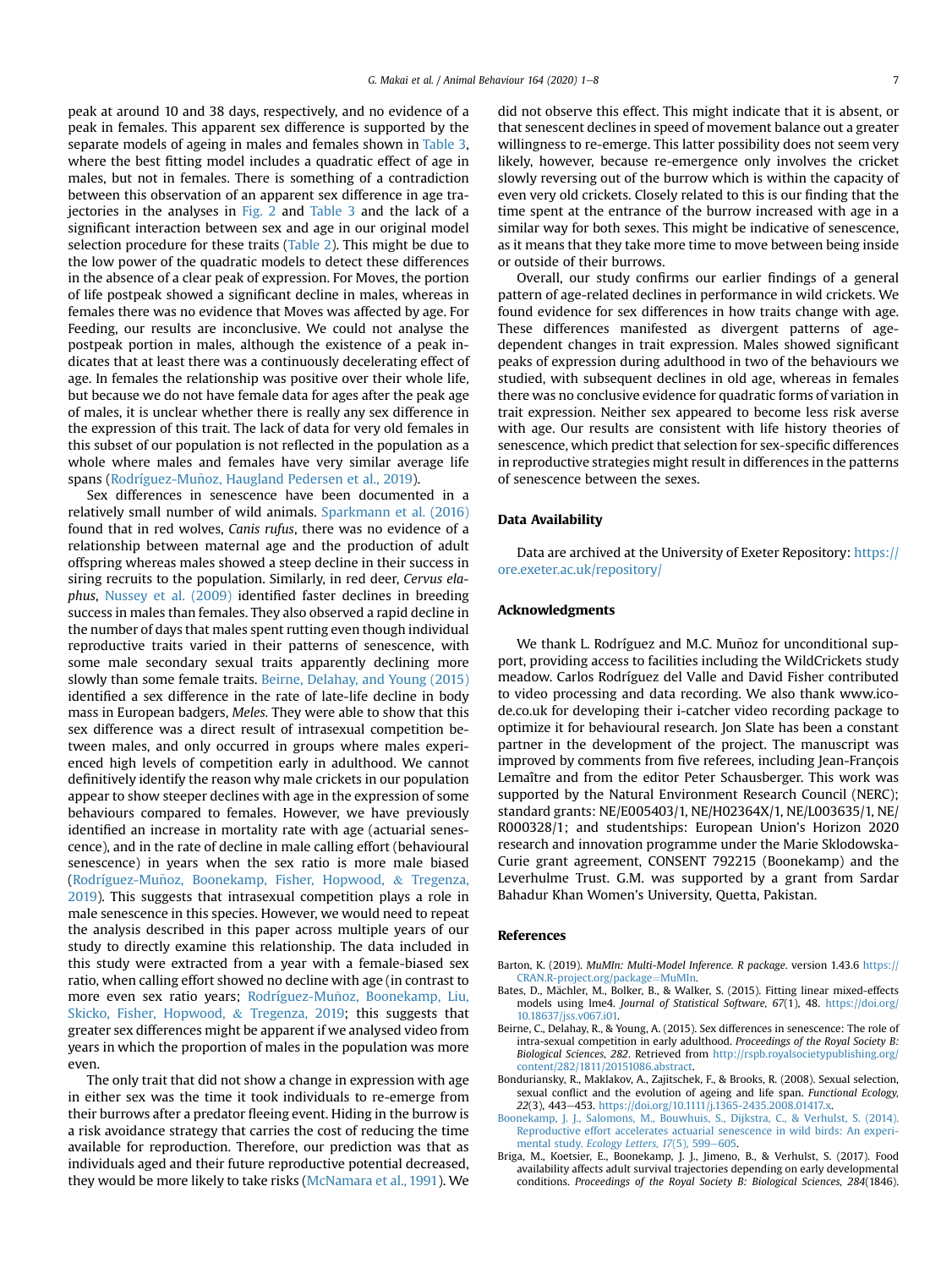peak at around 10 and 38 days, respectively, and no evidence of a peak in females. This apparent sex difference is supported by the separate models of ageing in males and females shown in Table 3, where the best fitting model includes a quadratic effect of age in males, but not in females. There is something of a contradiction between this observation of an apparent sex difference in age trajectories in the analyses in Fig. 2 and Table 3 and the lack of a significant interaction between sex and age in our original model selection procedure for these traits (Table 2). This might be due to the low power of the quadratic models to detect these differences in the absence of a clear peak of expression. For Moves, the portion of life postpeak showed a significant decline in males, whereas in females there was no evidence that Moves was affected by age. For Feeding, our results are inconclusive. We could not analyse the postpeak portion in males, although the existence of a peak indicates that at least there was a continuously decelerating effect of age. In females the relationship was positive over their whole life, but because we do not have female data for ages after the peak age of males, it is unclear whether there is really any sex difference in the expression of this trait. The lack of data for very old females in this subset of our population is not reflected in the population as a whole where males and females have very similar average life spans (Rodríguez-Muñoz, Haugland Pedersen et al., 2019).

Sex differences in senescence have been documented in a relatively small number of wild animals. Sparkmann et al. (2016) found that in red wolves, *Canis rufus*, there was no evidence of a relationship between maternal age and the production of adult offspring whereas males showed a steep decline in their success in siring recruits to the population. Similarly, in red deer, *Cervus elaphus*, Nussey et al. (2009) identified faster declines in breeding success in males than females. They also observed a rapid decline in the number of days that males spent rutting even though individual reproductive traits varied in their patterns of senescence, with some male secondary sexual traits apparently declining more slowly than some female traits. Beirne, Delahay, and Young (2015) identified a sex difference in the rate of late-life decline in body mass in European badgers, *Meles*. They were able to show that this sex difference was a direct result of intrasexual competition between males, and only occurred in groups where males experienced high levels of competition early in adulthood. We cannot definitively identify the reason why male crickets in our population appear to show steeper declines with age in the expression of some behaviours compared to females. However, we have previously identified an increase in mortality rate with age (actuarial senescence), and in the rate of decline in male calling effort (behavioural senescence) in years when the sex ratio is more male biased (Rodríguez-Muñoz, Boonekamp, Fisher, Hopwood, & Tregenza, 2019). This suggests that intrasexual competition plays a role in male senescence in this species. However, we would need to repeat the analysis described in this paper across multiple years of our study to directly examine this relationship. The data included in this study were extracted from a year with a female-biased sex ratio, when calling effort showed no decline with age (in contrast to more even sex ratio years; Rodríguez-Muñoz, Boonekamp, Liu, Skicko, Fisher, Hopwood, & Tregenza, 2019; this suggests that greater sex differences might be apparent if we analysed video from years in which the proportion of males in the population was more even.

The only trait that did not show a change in expression with age in either sex was the time it took individuals to re-emerge from their burrows after a predator fleeing event. Hiding in the burrow is a risk avoidance strategy that carries the cost of reducing the time available for reproduction. Therefore, our prediction was that as individuals aged and their future reproductive potential decreased, they would be more likely to take risks (McNamara et al., 1991). We did not observe this effect. This might indicate that it is absent, or that senescent declines in speed of movement balance out a greater willingness to re-emerge. This latter possibility does not seem very likely, however, because re-emergence only involves the cricket slowly reversing out of the burrow which is within the capacity of even very old crickets. Closely related to this is our finding that the time spent at the entrance of the burrow increased with age in a similar way for both sexes. This might be indicative of senescence, as it means that they take more time to move between being inside or outside of their burrows.

Overall, our study confirms our earlier findings of a general pattern of age-related declines in performance in wild crickets. We found evidence for sex differences in how traits change with age. These differences manifested as divergent patterns of age-dependent changes in trait expression. Males showed significant peaks of expression during adulthood in two of the behaviours we studied, with subsequent declines in old age, whereas in females there was no conclusive evidence for quadratic forms of variation in trait expression. Neither sex appeared to become less risk averse with age. Our results are consistent with life history theories of senescence, which predict that selection for sex-specific differences in reproductive strategies might result in differences in the patterns of senescence between the sexes.

## Data Availability

Data are archived at the University of Exeter Repository: https://ore.exeter.ac.uk/repository/

## Acknowledgments

We thank L. Rodríguez and M.C. Muñoz for unconditional support, providing access to facilities including the WildCrickets study meadow. Carlos Rodríguez del Valle and David Fisher contributed to video processing and data recording. We also thank www.icode.co.uk for developing their i-catcher video recording package to optimize it for behavioural research. Jon Slate has been a constant partner in the development of the project. The manuscript was improved by comments from five referees, including Jean-François Lemaître and from the editor Peter Schausberger. This work was supported by the Natural Environment Research Council (NERC); standard grants: NE/E005403/1, NE/H02364X/1, NE/L003635/1, NE/R000328/1; and studentships: European Union's Horizon 2020 research and innovation programme under the Marie Sklodowska-Curie grant agreement, CONSENT 792215 (Boonekamp) and the Leverhulme Trust. G.M. was supported by a grant from Sardar Bahadur Khan Women's University, Quetta, Pakistan.

## References

Barton, K. (2019). *MuMIn: Multi-Model Inference. R package*. version 1.43.6 https://CRAN.R-project.org/package=MuMIn.

Bates, D., Mächler, M., Bolker, B., & Walker, S. (2015). Fitting linear mixed-effects models using lme4. *Journal of Statistical Software, 67*(1), 48. https://doi.org/10.18637/jss.v067.i01.

Beirne, C., Delahay, R., & Young, A. (2015). Sex differences in senescence: The role of intra-sexual competition in early adulthood. *Proceedings of the Royal Society B: Biological Sciences, 282*. Retrieved from http://rspb.royalsocietypublishing.org/content/282/1811/20151086.abstract.

Bonduriansky, R., Maklakov, A., Zajitschek, F., & Brooks, R. (2008). Sexual selection, sexual conflict and the evolution of ageing and life span. *Functional Ecology, 22*(3), 443–453. https://doi.org/10.1111/j.1365-2435.2008.01417.x.

Boonekamp, J. J., Salomons, M., Bouwhuis, S., Dijkstra, C., & Verhulst, S. (2014). Reproductive effort accelerates actuarial senescence in wild birds: An experimental study. *Ecology Letters, 17*(5), 599–605.

Briga, M., Koetsier, E., Boonekamp, J. J., Jimeno, B., & Verhulst, S. (2017). Food availability affects adult survival trajectories depending on early developmental conditions. *Proceedings of the Royal Society B: Biological Sciences, 284*(1846).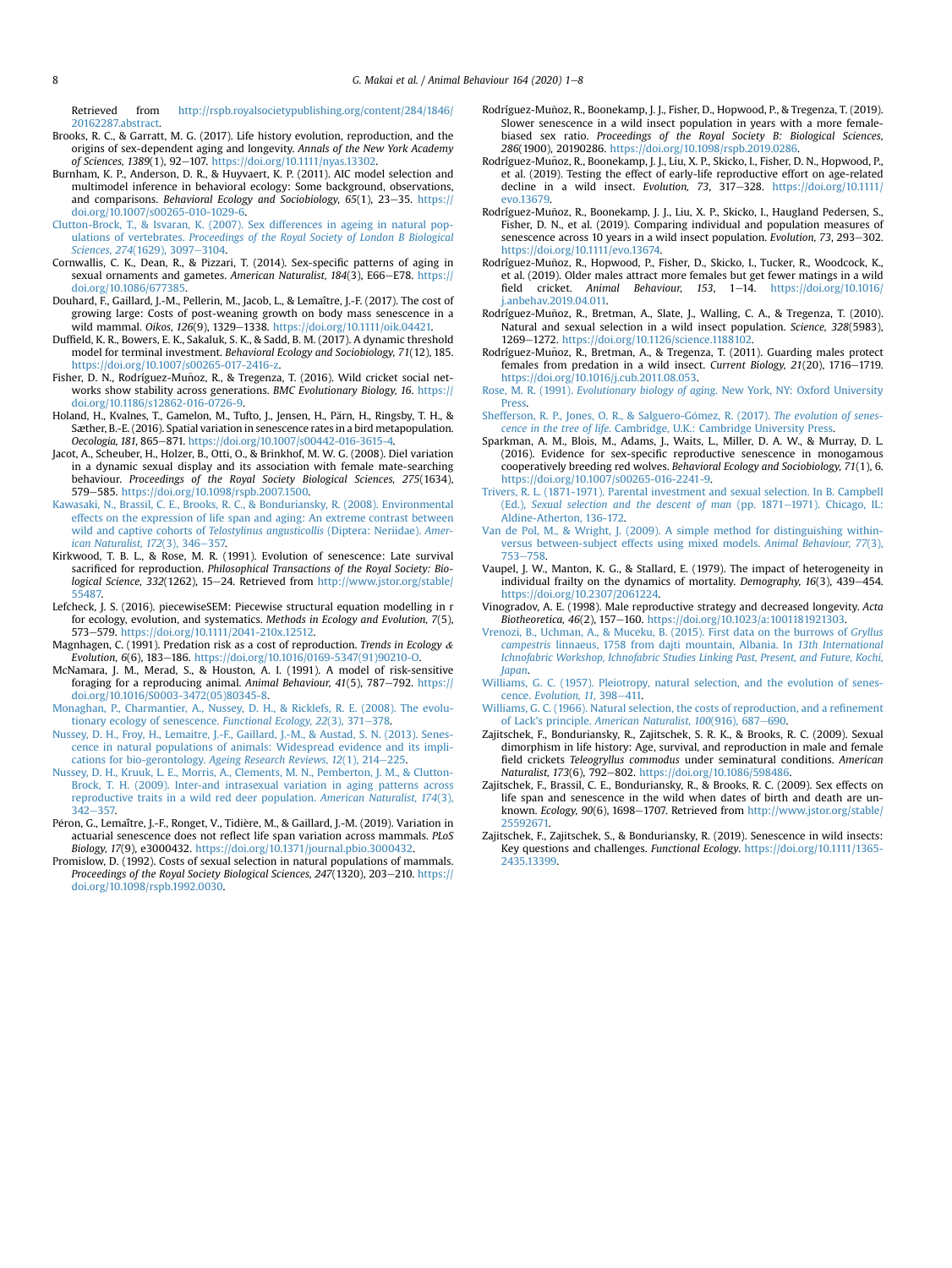Retrieved from http://rspb.royalsocietypublishing.org/content/284/1846/20162287.abstract.

Brooks, R. C., & Garratt, M. G. (2017). Life history evolution, reproduction, and the origins of sex-dependent aging and longevity. *Annals of the New York Academy of Sciences, 1389*(1), 92–107. https://doi.org/10.1111/nyas.13302.

Burnham, K. P., Anderson, D. R., & Huyvaert, K. P. (2011). AIC model selection and multimodel inference in behavioral ecology: Some background, observations, and comparisons. *Behavioral Ecology and Sociobiology, 65*(1), 23–35. https://doi.org/10.1007/s00265-010-1029-6.

Clutton-Brock, T., & Isvaran, K. (2007). Sex differences in ageing in natural populations of vertebrates. *Proceedings of the Royal Society of London B Biological Sciences, 274*(1629), 3097–3104.

Cornwallis, C. K., Dean, R., & Pizzari, T. (2014). Sex-specific patterns of aging in sexual ornaments and gametes. *American Naturalist, 184*(3), E66–E78. https://doi.org/10.1086/677385.

Douhard, F., Gaillard, J.-M., Pellerin, M., Jacob, L., & Lemaître, J.-F. (2017). The cost of growing large: Costs of post-weaning growth on body mass senescence in a wild mammal. *Oikos, 126*(9), 1329–1338. https://doi.org/10.1111/oik.04421.

Duffield, K. R., Bowers, E. K., Sakaluk, S. K., & Sadd, B. M. (2017). A dynamic threshold model for terminal investment. *Behavioral Ecology and Sociobiology, 71*(12), 185. https://doi.org/10.1007/s00265-017-2416-z.

Fisher, D. N., Rodríguez-Muñoz, R., & Tregenza, T. (2016). Wild cricket social networks show stability across generations. *BMC Evolutionary Biology, 16*. https://doi.org/10.1186/s12862-016-0726-9.

Holand, H., Kvalnes, T., Gamelon, M., Tufto, J., Jensen, H., Pärn, H., Ringsby, T. H., & Sæther, B.-E. (2016). Spatial variation in senescence rates in a bird metapopulation. *Oecologia, 181*, 865–871. https://doi.org/10.1007/s00442-016-3615-4.

Jacot, A., Scheuber, H., Holzer, B., Otti, O., & Brinkhof, M. W. G. (2008). Diel variation in a dynamic sexual display and its association with female mate-searching behaviour. *Proceedings of the Royal Society Biological Sciences, 275*(1634), 579–585. https://doi.org/10.1098/rspb.2007.1500.

Kawasaki, N., Brassil, C. E., Brooks, R. C., & Bonduriansky, R. (2008). Environmental effects on the expression of life span and aging: An extreme contrast between wild and captive cohorts of *Telostylinus angusticollis* (Diptera: Neriidae). *American Naturalist, 172*(3), 346–357.

Kirkwood, T. B. L., & Rose, M. R. (1991). Evolution of senescence: Late survival sacrificed for reproduction. *Philosophical Transactions of the Royal Society: Biological Science, 332*(1262), 15–24. Retrieved from http://www.jstor.org/stable/55487.

Lefcheck, J. S. (2016). piecewiseSEM: Piecewise structural equation modelling in r for ecology, evolution, and systematics. *Methods in Ecology and Evolution, 7*(5), 573–579. https://doi.org/10.1111/2041-210x.12512.

Magnhagen, C. (1991). Predation risk as a cost of reproduction. *Trends in Ecology & Evolution, 6*(6), 183–186. https://doi.org/10.1016/0169-5347(91)90210-O.

McNamara, J. M., Merad, S., & Houston, A. I. (1991). A model of risk-sensitive foraging for a reproducing animal. *Animal Behaviour, 41*(5), 787–792. https://doi.org/10.1016/S0003-3472(05)80345-8.

Monaghan, P., Charmantier, A., Nussey, D. H., & Ricklefs, R. E. (2008). The evolutionary ecology of senescence. *Functional Ecology, 22*(3), 371–378.

Nussey, D. H., Froy, H., Lemaitre, J.-F., Gaillard, J.-M., & Austad, S. N. (2013). Senescence in natural populations of animals: Widespread evidence and its implications for bio-gerontology. *Ageing Research Reviews, 12*(1), 214–225.

Nussey, D. H., Kruuk, L. E., Morris, A., Clements, M. N., Pemberton, J. M., & Clutton-Brock, T. H. (2009). Inter-and intrasexual variation in aging patterns across reproductive traits in a wild red deer population. *American Naturalist, 174*(3), 342–357.

Péron, G., Lemaître, J.-F., Ronget, V., Tidière, M., & Gaillard, J.-M. (2019). Variation in actuarial senescence does not reflect life span variation across mammals. *PLoS Biology, 17*(9), e3000432. https://doi.org/10.1371/journal.pbio.3000432.

Promislow, D. (1992). Costs of sexual selection in natural populations of mammals. *Proceedings of the Royal Society Biological Sciences, 247*(1320), 203–210. https://doi.org/10.1098/rspb.1992.0030.

Rodríguez-Muñoz, R., Boonekamp, J. J., Fisher, D., Hopwood, P., & Tregenza, T. (2019). Slower senescence in a wild insect population in years with a more female-biased sex ratio. *Proceedings of the Royal Society B: Biological Sciences, 286*(1900), 20190286. https://doi.org/10.1098/rspb.2019.0286.

Rodríguez-Muñoz, R., Boonekamp, J. J., Liu, X. P., Skicko, I., Fisher, D. N., Hopwood, P., et al. (2019). Testing the effect of early-life reproductive effort on age-related decline in a wild insect. *Evolution, 73*, 317–328. https://doi.org/10.1111/evo.13679.

Rodríguez-Muñoz, R., Boonekamp, J. J., Liu, X. P., Skicko, I., Haugland Pedersen, S., Fisher, D. N., et al. (2019). Comparing individual and population measures of senescence across 10 years in a wild insect population. *Evolution, 73*, 293–302. https://doi.org/10.1111/evo.13674.

Rodríguez-Muñoz, R., Hopwood, P., Fisher, D., Skicko, I., Tucker, R., Woodcock, K., et al. (2019). Older males attract more females but get fewer matings in a wild field cricket. *Animal Behaviour, 153*, 1–14. https://doi.org/10.1016/j.anbehav.2019.04.011.

Rodríguez-Muñoz, R., Bretman, A., Slate, J., Walling, C. A., & Tregenza, T. (2010). Natural and sexual selection in a wild insect population. *Science, 328*(5983), 1269–1272. https://doi.org/10.1126/science.1188102.

Rodríguez-Muñoz, R., Bretman, A., & Tregenza, T. (2011). Guarding males protect females from predation in a wild insect. *Current Biology, 21*(20), 1716–1719. https://doi.org/10.1016/j.cub.2011.08.053.

Rose, M. R. (1991). *Evolutionary biology of aging*. New York, NY: Oxford University Press.

Shefferson, R. P., Jones, O. R., & Salguero-Gómez, R. (2017). *The evolution of senescence in the tree of life*. Cambridge, U.K.: Cambridge University Press.

Sparkman, A. M., Blois, M., Adams, J., Waits, L., Miller, D. A. W., & Murray, D. L. (2016). Evidence for sex-specific reproductive senescence in monogamous cooperatively breeding red wolves. *Behavioral Ecology and Sociobiology, 71*(1), 6. https://doi.org/10.1007/s00265-016-2241-9.

Trivers, R. L. (1871-1971). Parental investment and sexual selection. In B. Campbell (Ed.), *Sexual selection and the descent of man* (pp. 1871–1971). Chicago, IL: Aldine-Atherton, 136-172.

Van de Pol, M., & Wright, J. (2009). A simple method for distinguishing within-versus between-subject effects using mixed models. *Animal Behaviour, 77*(3), 753–758.

Vaupel, J. W., Manton, K. G., & Stallard, E. (1979). The impact of heterogeneity in individual frailty on the dynamics of mortality. *Demography, 16*(3), 439–454. https://doi.org/10.2307/2061224.

Vinogradov, A. E. (1998). Male reproductive strategy and decreased longevity. *Acta Biotheoretica, 46*(2), 157–160. https://doi.org/10.1023/a:1001181921303.

Vrenozi, B., Uchman, A., & Muceku, B. (2015). First data on the burrows of *Gryllus campestris* linnaeus, 1758 from dajti mountain, Albania. In *13th International Ichnofabric Workshop, Ichnofabric Studies Linking Past, Present, and Future, Kochi, Japan*.

Williams, G. C. (1957). Pleiotropy, natural selection, and the evolution of senescence. *Evolution, 11*, 398–411.

Williams, G. C. (1966). Natural selection, the costs of reproduction, and a refinement of Lack's principle. *American Naturalist, 100*(916), 687–690.

Zajitschek, F., Bonduriansky, R., Zajitschek, S. R. K., & Brooks, R. C. (2009). Sexual dimorphism in life history: Age, survival, and reproduction in male and female field crickets *Teleogryllus commodus* under seminatural conditions. *American Naturalist, 173*(6), 792–802. https://doi.org/10.1086/598486.

Zajitschek, F., Brassil, C. E., Bonduriansky, R., & Brooks, R. C. (2009). Sex effects on life span and senescence in the wild when dates of birth and death are unknown. *Ecology, 90*(6), 1698–1707. Retrieved from http://www.jstor.org/stable/25592671.

Zajitschek, F., Zajitschek, S., & Bonduriansky, R. (2019). Senescence in wild insects: Key questions and challenges. *Functional Ecology*. https://doi.org/10.1111/1365-2435.13399.